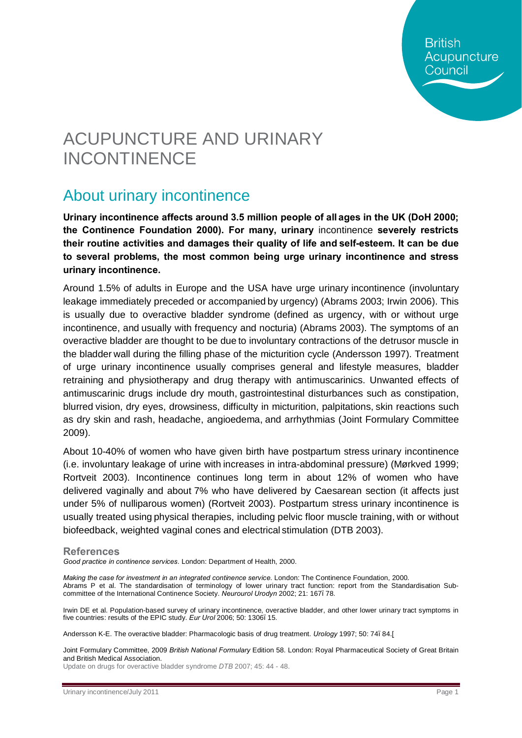# ACUPUNCTURE AND URINARY INCONTINENCE

## About urinary incontinence

**Urinary incontinence affects around 3.5 million people of all ages in the UK (DoH 2000; the Continence Foundation 2000). For many, urinary** incontinence **severely restricts their routine activities and damages their quality of life and self-esteem. It can be due to several problems, the most common being urge urinary incontinence and stress urinary incontinence.**

Around 1.5% of adults in Europe and the USA have urge urinary incontinence (involuntary leakage immediately preceded or accompanied by urgency) (Abrams 2003; Irwin 2006). This is usually due to overactive bladder syndrome (defined as urgency, with or without urge incontinence, and usually with frequency and nocturia) (Abrams 2003). The symptoms of an overactive bladder are thought to be due to involuntary contractions of the detrusor muscle in the bladder wall during the filling phase of the micturition cycle (Andersson 1997). Treatment of urge urinary incontinence usually comprises general and lifestyle measures, bladder retraining and physiotherapy and drug therapy with antimuscarinics. Unwanted effects of antimuscarinic drugs include dry mouth, gastrointestinal disturbances such as constipation, blurred vision, dry eyes, drowsiness, difficulty in micturition, palpitations, skin reactions such as dry skin and rash, headache, angioedema, and arrhythmias (Joint Formulary Committee 2009).

About 10-40% of women who have given birth have postpartum stress urinary incontinence (i.e. involuntary leakage of urine with increases in intra-abdominal pressure) (Mørkved 1999; Rortveit 2003). Incontinence continues long term in about 12% of women who have delivered vaginally and about 7% who have delivered by Caesarean section (it affects just under 5% of nulliparous women) (Rortveit 2003). Postpartum stress urinary incontinence is usually treated using physical therapies, including pelvic floor muscle training, with or without biofeedback, weighted vaginal cones and electrical stimulation (DTB 2003).

### References

*Good practice in continence services*. London: Department of Health, 2000.

*Making the case for investment in an integrated continence service.* London: The Continence Foundation, 2000.

Abrams P et al. The standardisation of terminology of lower urinary tract function: report from the Standardisation Sub-committee of the International Continence Society. *Neurourol Urodyn* 2002; 21: 167ï 78.

Irwin DE et al. Population-based survey of urinary incontinence, overactive bladder, and other lower urinary tract symptoms in five countries: results of the EPIC study. *Eur Urol* 2006; 50: 1306ï 15.

Andersson K-E. The overactive bladder: Pharmacologic basis of drug treatment. *Urology* 1997; 50: 74ï 84.[

Joint Formulary Committee, 2009 *British National Formulary* Edition 58. London: Royal Pharmaceutical Society of Great Britain and British Medical Association.

Update on drugs for overactive bladder syndrome *DTB* 2007; 45: 44 - 48.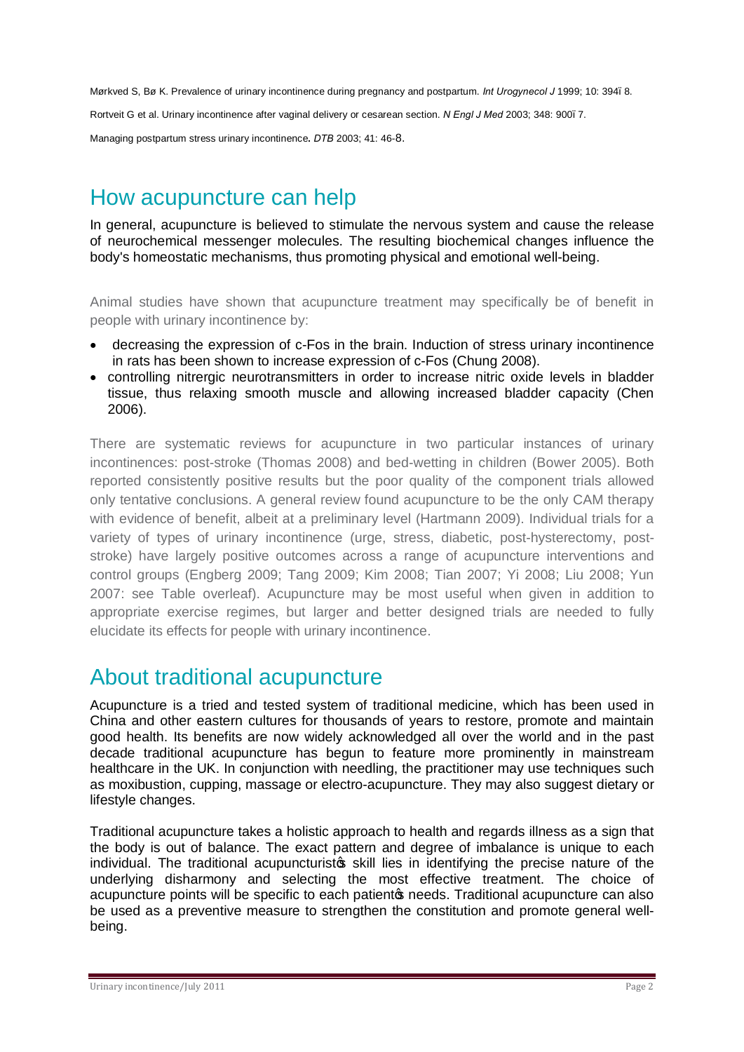Mørkved S, Bø K. Prevalence of urinary incontinence during pregnancy and postpartum. *Int Urogynecol J* 1999; 10: 394–8.

Rortveit G et al. Urinary incontinence after vaginal delivery or cesarean section. *N Engl J Med* 2003; 348: 900–7.

Managing postpartum stress urinary incontinence**.** *DTB* 2003; 41: 46-8.

## How acupuncture can help

In general, acupuncture is believed to stimulate the nervous system and cause the release of neurochemical messenger molecules. The resulting biochemical changes influence the body's homeostatic mechanisms, thus promoting physical and emotional well-being.

Animal studies have shown that acupuncture treatment may specifically be of benefit in people with urinary incontinence by:

- decreasing the expression of c-Fos in the brain. Induction of stress urinary incontinence in rats has been shown to increase expression of c-Fos (Chung 2008).
- controlling nitrergic neurotransmitters in order to increase nitric oxide levels in bladder tissue, thus relaxing smooth muscle and allowing increased bladder capacity (Chen 2006).

There are systematic reviews for acupuncture in two particular instances of urinary incontinences: post-stroke (Thomas 2008) and bed-wetting in children (Bower 2005). Both reported consistently positive results but the poor quality of the component trials allowed only tentative conclusions. A general review found acupuncture to be the only CAM therapy with evidence of benefit, albeit at a preliminary level (Hartmann 2009). Individual trials for a variety of types of urinary incontinence (urge, stress, diabetic, post-hysterectomy, post-stroke) have largely positive outcomes across a range of acupuncture interventions and control groups (Engberg 2009; Tang 2009; Kim 2008; Tian 2007; Yi 2008; Liu 2008; Yun 2007: see Table overleaf). Acupuncture may be most useful when given in addition to appropriate exercise regimes, but larger and better designed trials are needed to fully elucidate its effects for people with urinary incontinence.

## About traditional acupuncture

Acupuncture is a tried and tested system of traditional medicine, which has been used in China and other eastern cultures for thousands of years to restore, promote and maintain good health. Its benefits are now widely acknowledged all over the world and in the past decade traditional acupuncture has begun to feature more prominently in mainstream healthcare in the UK. In conjunction with needling, the practitioner may use techniques such as moxibustion, cupping, massage or electro-acupuncture. They may also suggest dietary or lifestyle changes.

Traditional acupuncture takes a holistic approach to health and regards illness as a sign that the body is out of balance. The exact pattern and degree of imbalance is unique to each individual. The traditional acupuncturist's skill lies in identifying the precise nature of the underlying disharmony and selecting the most effective treatment. The choice of acupuncture points will be specific to each patient's needs. Traditional acupuncture can also be used as a preventive measure to strengthen the constitution and promote general well-being.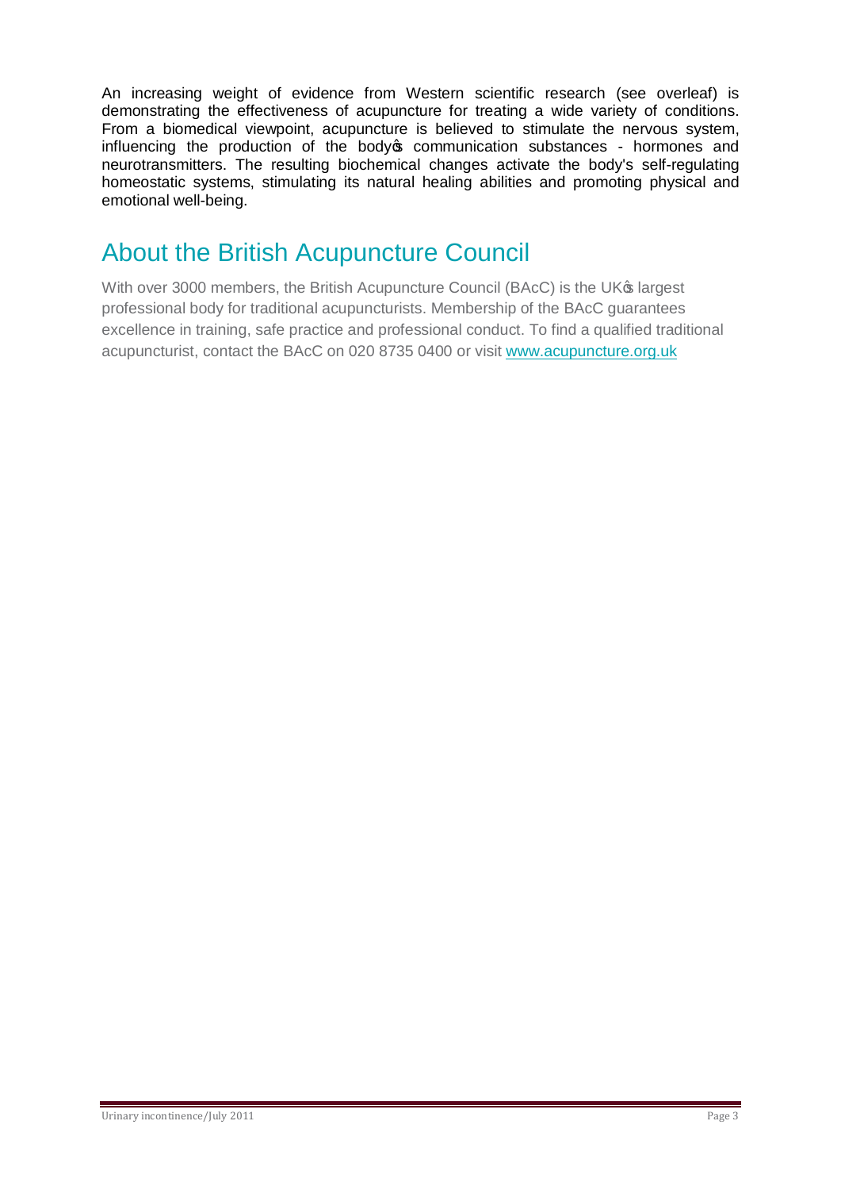An increasing weight of evidence from Western scientific research (see overleaf) is demonstrating the effectiveness of acupuncture for treating a wide variety of conditions. From a biomedical viewpoint, acupuncture is believed to stimulate the nervous system, influencing the production of the body's communication substances - hormones and neurotransmitters. The resulting biochemical changes activate the body's self-regulating homeostatic systems, stimulating its natural healing abilities and promoting physical and emotional well-being.

## About the British Acupuncture Council

With over 3000 members, the British Acupuncture Council (BAcC) is the UK's largest professional body for traditional acupuncturists. Membership of the BAcC guarantees excellence in training, safe practice and professional conduct. To find a qualified traditional acupuncturist, contact the BAcC on 020 8735 0400 or visit www.acupuncture.org.uk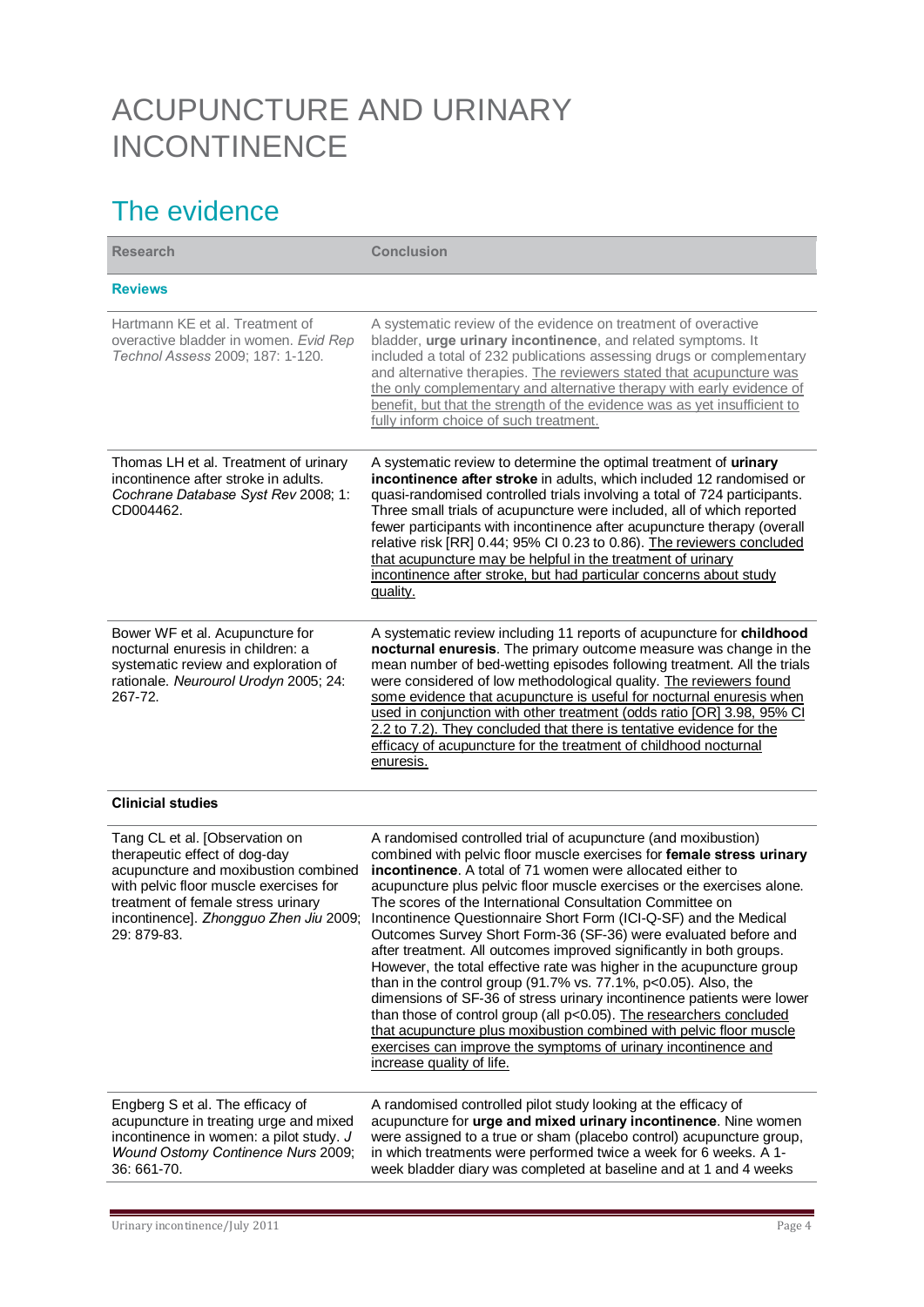# ACUPUNCTURE AND URINARY INCONTINENCE

## The evidence

| Research | Conclusion |
|---|---|
| **Reviews** | |
| Hartmann KE et al. Treatment of overactive bladder in women. *Evid Rep Technol Assess* 2009; 187: 1-120. | A systematic review of the evidence on treatment of overactive bladder, **urge urinary incontinence**, and related symptoms. It included a total of 232 publications assessing drugs or complementary and alternative therapies. The reviewers stated that acupuncture was the only complementary and alternative therapy with early evidence of benefit, but that the strength of the evidence was as yet insufficient to fully inform choice of such treatment. |
| Thomas LH et al. Treatment of urinary incontinence after stroke in adults. *Cochrane Database Syst Rev* 2008; 1: CD004462. | A systematic review to determine the optimal treatment of **urinary incontinence after stroke** in adults, which included 12 randomised or quasi-randomised controlled trials involving a total of 724 participants. Three small trials of acupuncture were included, all of which reported fewer participants with incontinence after acupuncture therapy (overall relative risk [RR] 0.44; 95% CI 0.23 to 0.86). The reviewers concluded that acupuncture may be helpful in the treatment of urinary incontinence after stroke, but had particular concerns about study quality. |
| Bower WF et al. Acupuncture for nocturnal enuresis in children: a systematic review and exploration of rationale. *Neurourol Urodyn* 2005; 24: 267-72. | A systematic review including 11 reports of acupuncture for **childhood nocturnal enuresis**. The primary outcome measure was change in the mean number of bed-wetting episodes following treatment. All the trials were considered of low methodological quality. The reviewers found some evidence that acupuncture is useful for nocturnal enuresis when used in conjunction with other treatment (odds ratio [OR] 3.98, 95% CI 2.2 to 7.2). They concluded that there is tentative evidence for the efficacy of acupuncture for the treatment of childhood nocturnal enuresis. |
| **Clinicial studies** | |
| Tang CL et al. [Observation on therapeutic effect of dog-day acupuncture and moxibustion combined with pelvic floor muscle exercises for treatment of female stress urinary incontinence]. *Zhongguo Zhen Jiu* 2009; 29: 879-83. | A randomised controlled trial of acupuncture (and moxibustion) combined with pelvic floor muscle exercises for **female stress urinary incontinence**. A total of 71 women were allocated either to acupuncture plus pelvic floor muscle exercises or the exercises alone. The scores of the International Consultation Committee on Incontinence Questionnaire Short Form (ICI-Q-SF) and the Medical Outcomes Survey Short Form-36 (SF-36) were evaluated before and after treatment. All outcomes improved significantly in both groups. However, the total effective rate was higher in the acupuncture group than in the control group (91.7% vs. 77.1%, $p<0.05$). Also, the dimensions of SF-36 of stress urinary incontinence patients were lower than those of control group (all $p<0.05$). The researchers concluded that acupuncture plus moxibustion combined with pelvic floor muscle exercises can improve the symptoms of urinary incontinence and increase quality of life. |
| Engberg S et al. The efficacy of acupuncture in treating urge and mixed incontinence in women: a pilot study. *J Wound Ostomy Continence Nurs* 2009; 36: 661-70. | A randomised controlled pilot study looking at the efficacy of acupuncture for **urge and mixed urinary incontinence**. Nine women were assigned to a true or sham (placebo control) acupuncture group, in which treatments were performed twice a week for 6 weeks. A 1-week bladder diary was completed at baseline and at 1 and 4 weeks |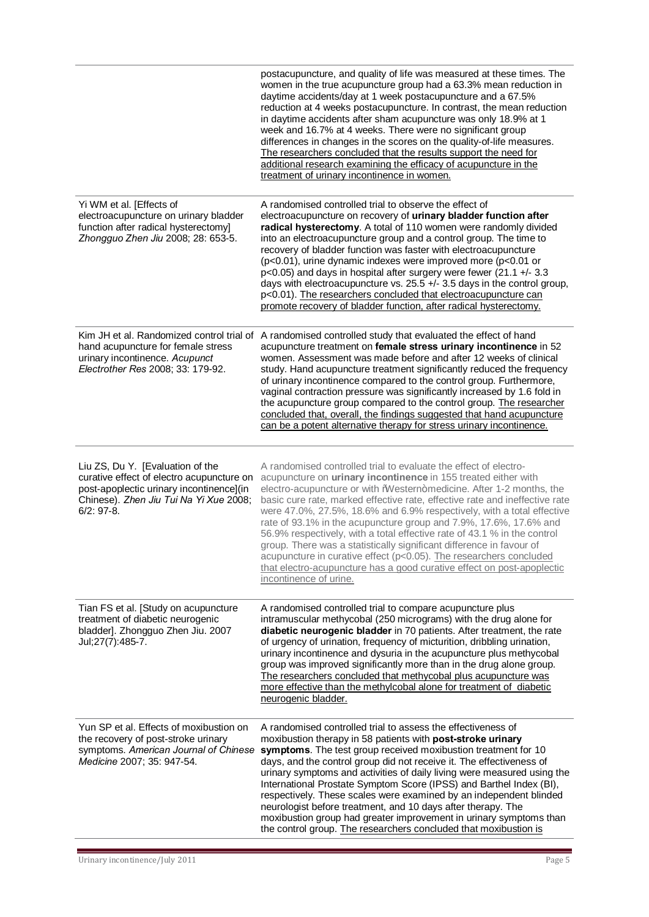| | |
|---|---|
| | postacupuncture, and quality of life was measured at these times. The women in the true acupuncture group had a 63.3% mean reduction in daytime accidents/day at 1 week postacupuncture and a 67.5% reduction at 4 weeks postacupuncture. In contrast, the mean reduction in daytime accidents after sham acupuncture was only 18.9% at 1 week and 16.7% at 4 weeks. There were no significant group differences in changes in the scores on the quality-of-life measures. The researchers concluded that the results support the need for additional research examining the efficacy of acupuncture in the treatment of urinary incontinence in women. |
| Yi WM et al. [Effects of electroacupuncture on urinary bladder function after radical hysterectomy] *Zhongguo Zhen Jiu* 2008; 28: 653-5. | A randomised controlled trial to observe the effect of electroacupuncture on recovery of **urinary bladder function after radical hysterectomy**. A total of 110 women were randomly divided into an electroacupuncture group and a control group. The time to recovery of bladder function was faster with electroacupuncture ($p<0.01$), urine dynamic indexes were improved more ($p<0.01$ or $p<0.05$) and days in hospital after surgery were fewer (21.1 +/- 3.3 days with electroacupuncture vs. 25.5 +/- 3.5 days in the control group, $p<0.01$). The researchers concluded that electroacupuncture can promote recovery of bladder function, after radical hysterectomy. |
| Kim JH et al. Randomized control trial of hand acupuncture for female stress urinary incontinence. *Acupunct Electrother Res* 2008; 33: 179-92. | A randomised controlled study that evaluated the effect of hand acupuncture treatment on **female stress urinary incontinence** in 52 women. Assessment was made before and after 12 weeks of clinical study. Hand acupuncture treatment significantly reduced the frequency of urinary incontinence compared to the control group. Furthermore, vaginal contraction pressure was significantly increased by 1.6 fold in the acupuncture group compared to the control group. The researcher concluded that, overall, the findings suggested that hand acupuncture can be a potent alternative therapy for stress urinary incontinence. |
| Liu ZS, Du Y. [Evaluation of the curative effect of electro acupuncture on post-apoplectic urinary incontinence](in Chinese). *Zhen Jiu Tui Na Yi Xue* 2008; 6/2: 97-8. | A randomised controlled trial to evaluate the effect of electro-acupuncture on **urinary incontinence** in 155 treated either with electro-acupuncture or with ňWesternòmedicine. After 1-2 months, the basic cure rate, marked effective rate, effective rate and ineffective rate were 47.0%, 27.5%, 18.6% and 6.9% respectively, with a total effective rate of 93.1% in the acupuncture group and 7.9%, 17.6%, 17.6% and 56.9% respectively, with a total effective rate of 43.1 % in the control group. There was a statistically significant difference in favour of acupuncture in curative effect ($p<0.05$). The researchers concluded that electro-acupuncture has a good curative effect on post-apoplectic incontinence of urine. |
| Tian FS et al. [Study on acupuncture treatment of diabetic neurogenic bladder]. Zhongguo Zhen Jiu. 2007 Jul;27(7):485-7. | A randomised controlled trial to compare acupuncture plus intramuscular methycobal (250 micrograms) with the drug alone for **diabetic neurogenic bladder** in 70 patients. After treatment, the rate of urgency of urination, frequency of micturition, dribbling urination, urinary incontinence and dysuria in the acupuncture plus methycobal group was improved significantly more than in the drug alone group. The researchers concluded that methycobal plus acupuncture was more effective than the methylcobal alone for treatment of diabetic neurogenic bladder. |
| Yun SP et al. Effects of moxibustion on the recovery of post-stroke urinary symptoms. *American Journal of Chinese Medicine* 2007; 35: 947-54. | A randomised controlled trial to assess the effectiveness of moxibustion therapy in 58 patients with **post-stroke urinary symptoms**. The test group received moxibustion treatment for 10 days, and the control group did not receive it. The effectiveness of urinary symptoms and activities of daily living were measured using the International Prostate Symptom Score (IPSS) and Barthel Index (BI), respectively. These scales were examined by an independent blinded neurologist before treatment, and 10 days after therapy. The moxibustion group had greater improvement in urinary symptoms than the control group. The researchers concluded that moxibustion is |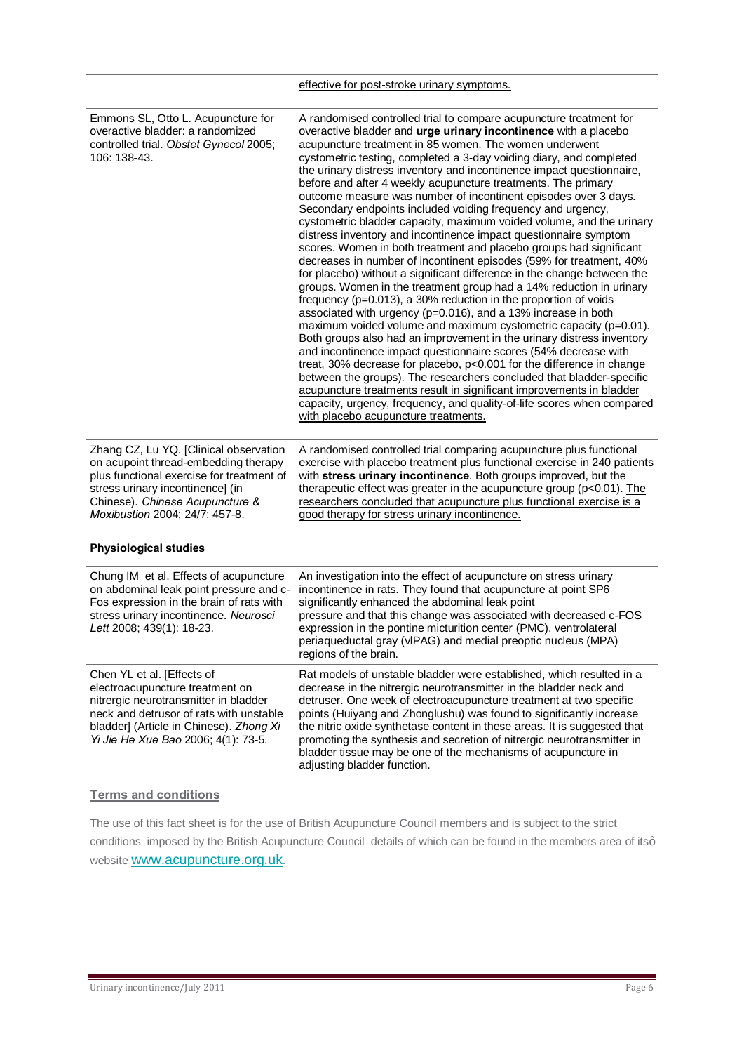| | |
|---|---|
| | <u>effective for post-stroke urinary symptoms.</u> |
| Emmons SL, Otto L. Acupuncture for overactive bladder: a randomized controlled trial. *Obstet Gynecol* 2005; 106: 138-43. | A randomised controlled trial to compare acupuncture treatment for overactive bladder and **urge urinary incontinence** with a placebo acupuncture treatment in 85 women. The women underwent cystometric testing, completed a 3-day voiding diary, and completed the urinary distress inventory and incontinence impact questionnaire, before and after 4 weekly acupuncture treatments. The primary outcome measure was number of incontinent episodes over 3 days. Secondary endpoints included voiding frequency and urgency, cystometric bladder capacity, maximum voided volume, and the urinary distress inventory and incontinence impact questionnaire symptom scores. Women in both treatment and placebo groups had significant decreases in number of incontinent episodes (59% for treatment, 40% for placebo) without a significant difference in the change between the groups. Women in the treatment group had a 14% reduction in urinary frequency ($p=0.013$), a 30% reduction in the proportion of voids associated with urgency ($p=0.016$), and a 13% increase in both maximum voided volume and maximum cystometric capacity ($p=0.01$). Both groups also had an improvement in the urinary distress inventory and incontinence impact questionnaire scores (54% decrease with treat, 30% decrease for placebo, $p<0.001$ for the difference in change between the groups). <u>The researchers concluded that bladder-specific acupuncture treatments result in significant improvements in bladder capacity, urgency, frequency, and quality-of-life scores when compared with placebo acupuncture treatments.</u> |
| Zhang CZ, Lu YQ. [Clinical observation on acupoint thread-embedding therapy plus functional exercise for treatment of stress urinary incontinence] (in Chinese). *Chinese Acupuncture & Moxibustion* 2004; 24/7: 457-8. | A randomised controlled trial comparing acupuncture plus functional exercise with placebo treatment plus functional exercise in 240 patients with **stress urinary incontinence**. Both groups improved, but the therapeutic effect was greater in the acupuncture group ($p<0.01$). <u>The researchers concluded that acupuncture plus functional exercise is a good therapy for stress urinary incontinence.</u> |
| **Physiological studies** | |
| Chung IM et al. Effects of acupuncture on abdominal leak point pressure and c-Fos expression in the brain of rats with stress urinary incontinence. *Neurosci Lett* 2008; 439(1): 18-23. | An investigation into the effect of acupuncture on stress urinary incontinence in rats. They found that acupuncture at point SP6 significantly enhanced the abdominal leak point pressure and that this change was associated with decreased c-FOS expression in the pontine micturition center (PMC), ventrolateral periaqueductal gray (vlPAG) and medial preoptic nucleus (MPA) regions of the brain. |
| Chen YL et al. [Effects of electroacupuncture treatment on nitrergic neurotransmitter in bladder neck and detrusor of rats with unstable bladder] (Article in Chinese). *Zhong Xi Yi Jie He Xue Bao* 2006; 4(1): 73-5. | Rat models of unstable bladder were established, which resulted in a decrease in the nitrergic neurotransmitter in the bladder neck and detruser. One week of electroacupuncture treatment at two specific points (Huiyang and Zhonglushu) was found to significantly increase the nitric oxide synthetase content in these areas. It is suggested that promoting the synthesis and secretion of nitrergic neurotransmitter in bladder tissue may be one of the mechanisms of acupuncture in adjusting bladder function. |

## Terms and conditions

The use of this fact sheet is for the use of British Acupuncture Council members and is subject to the strict conditions imposed by the British Acupuncture Council details of which can be found in the members area of itsô website www.acupuncture.org.uk.